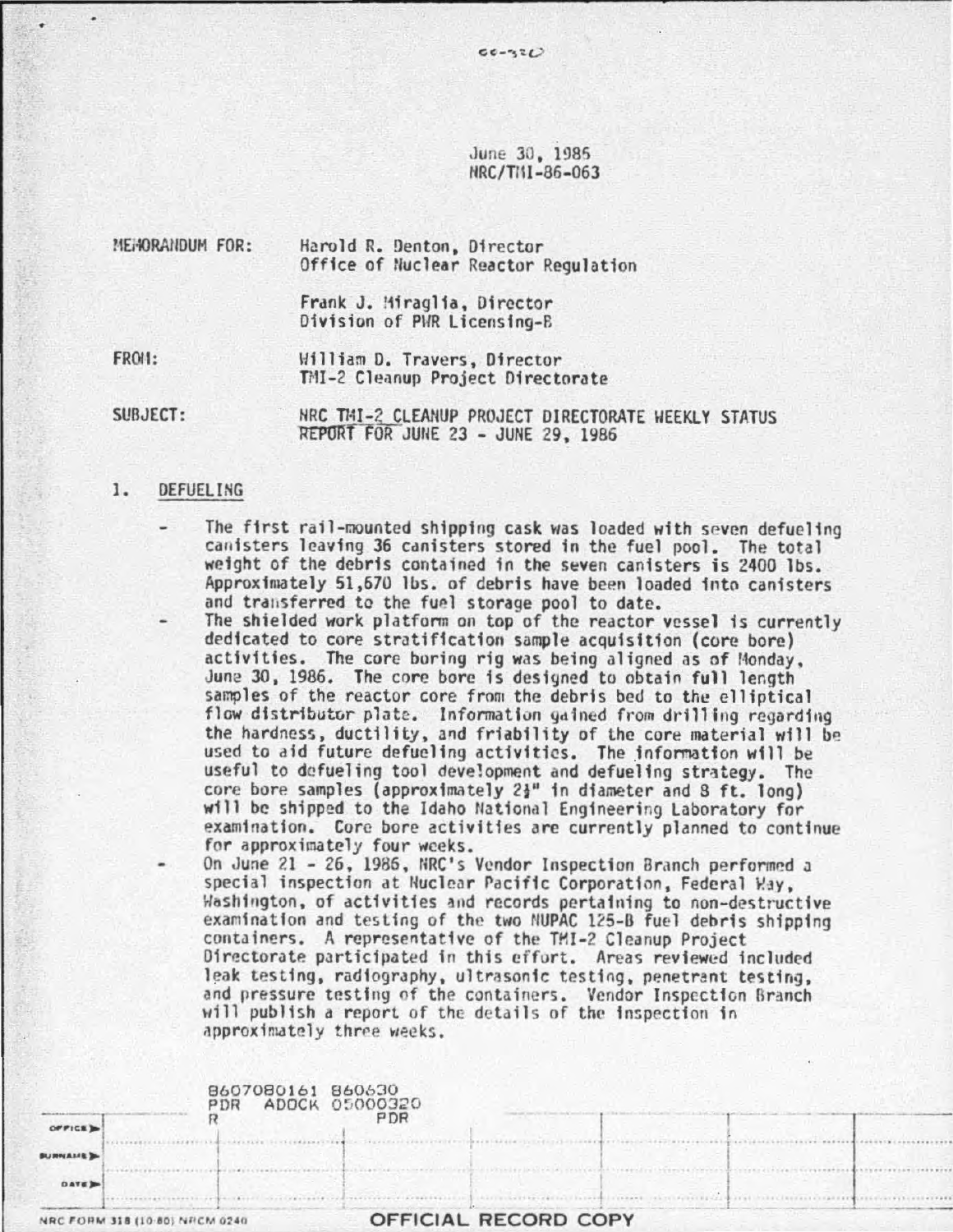June 30, 1986
NRC/TMI-86-063

MEMORANDUM FOR: Harold R. Denton, Director
Office of Nuclear Reactor Regulation

Frank J. Miraglia, Director
Division of PWR Licensing-B

FROM: William D. Travers, Director
TMI-2 Cleanup Project Directorate

SUBJECT: NRC TMI-2 CLEANUP PROJECT DIRECTORATE WEEKLY STATUS REPORT FOR JUNE 23 - JUNE 29, 1986

1. DEFUELING

- The first rail-mounted shipping cask was loaded with seven defueling canisters leaving 36 canisters stored in the fuel pool. The total weight of the debris contained in the seven canisters is 2400 lbs. Approximately 51,670 lbs. of debris have been loaded into canisters and transferred to the fuel storage pool to date.
- The shielded work platform on top of the reactor vessel is currently dedicated to core stratification sample acquisition (core bore) activities. The core boring rig was being aligned as of Monday, June 30, 1986. The core bore is designed to obtain full length samples of the reactor core from the debris bed to the elliptical flow distributor plate. Information gained from drilling regarding the hardness, ductility, and friability of the core material will be used to aid future defueling activities. The information will be useful to defueling tool development and defueling strategy. The core bore samples (approximately 2½" in diameter and 8 ft. long) will be shipped to the Idaho National Engineering Laboratory for examination. Core bore activities are currently planned to continue for approximately four weeks.
- On June 21 - 26, 1986, NRC's Vendor Inspection Branch performed a special inspection at Nuclear Pacific Corporation, Federal Way, Washington, of activities and records pertaining to non-destructive examination and testing of the two NUPAC 125-B fuel debris shipping containers. A representative of the TMI-2 Cleanup Project Directorate participated in this effort. Areas reviewed included leak testing, radiography, ultrasonic testing, penetrant testing, and pressure testing of the containers. Vendor Inspection Branch will publish a report of the details of the inspection in approximately three weeks.

8607080161 860630
PDR ADOCK 05000320
R PDR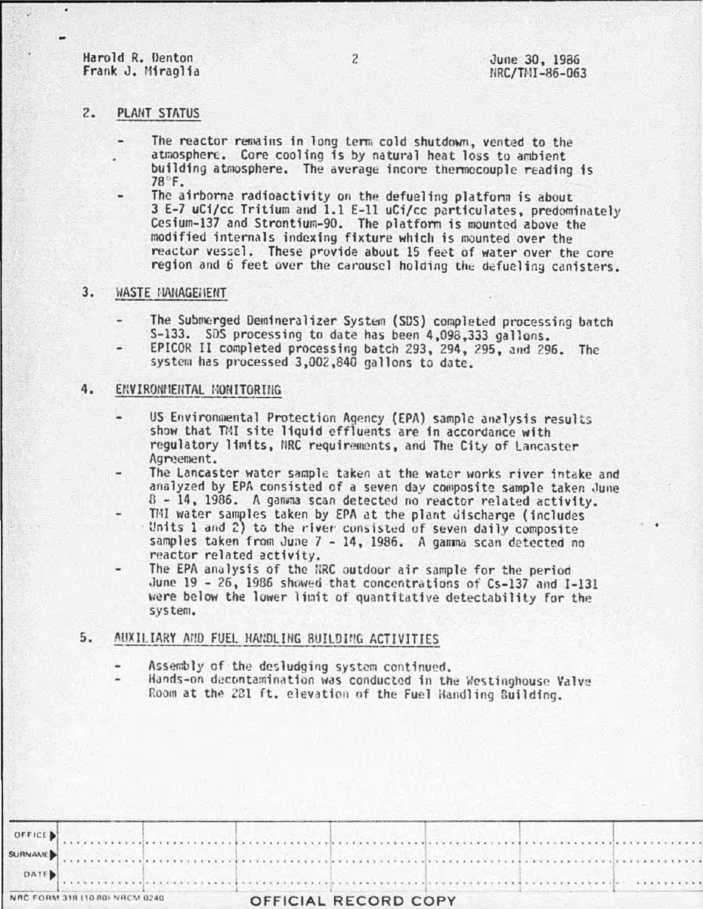## 2. PLANT STATUS

- The reactor remains in long term cold shutdown, vented to the atmosphere. Core cooling is by natural heat loss to ambient building atmosphere. The average incore thermocouple reading is 78°F.
- The airborne radioactivity on the defueling platform is about 3 E-7 uCi/cc Tritium and 1.1 E-11 uCi/cc particulates, predominately Cesium-137 and Strontium-90. The platform is mounted above the modified internals indexing fixture which is mounted over the reactor vessel. These provide about 15 feet of water over the core region and 6 feet over the carousel holding the defueling canisters.

## 3. WASTE MANAGEMENT

- The Submerged Demineralizer System (SDS) completed processing batch S-133. SDS processing to date has been 4,098,333 gallons.
- EPICOR II completed processing batch 293, 294, 295, and 296. The system has processed 3,002,840 gallons to date.

## 4. ENVIRONMENTAL MONITORING

- US Environmental Protection Agency (EPA) sample analysis results show that TMI site liquid effluents are in accordance with regulatory limits, NRC requirements, and The City of Lancaster Agreement.
- The Lancaster water sample taken at the water works river intake and analyzed by EPA consisted of a seven day composite sample taken June 8 - 14, 1986. A gamma scan detected no reactor related activity.
- TMI water samples taken by EPA at the plant discharge (includes Units 1 and 2) to the river consisted of seven daily composite samples taken from June 7 - 14, 1986. A gamma scan detected no reactor related activity.
- The EPA analysis of the NRC outdoor air sample for the period June 19 - 26, 1986 showed that concentrations of Cs-137 and I-131 were below the lower limit of quantitative detectability for the system.

## 5. AUXILIARY AND FUEL HANDLING BUILDING ACTIVITIES

- Assembly of the desludging system continued.
- Hands-on decontamination was conducted in the Westinghouse Valve Room at the 281 ft. elevation of the Fuel Handling Building.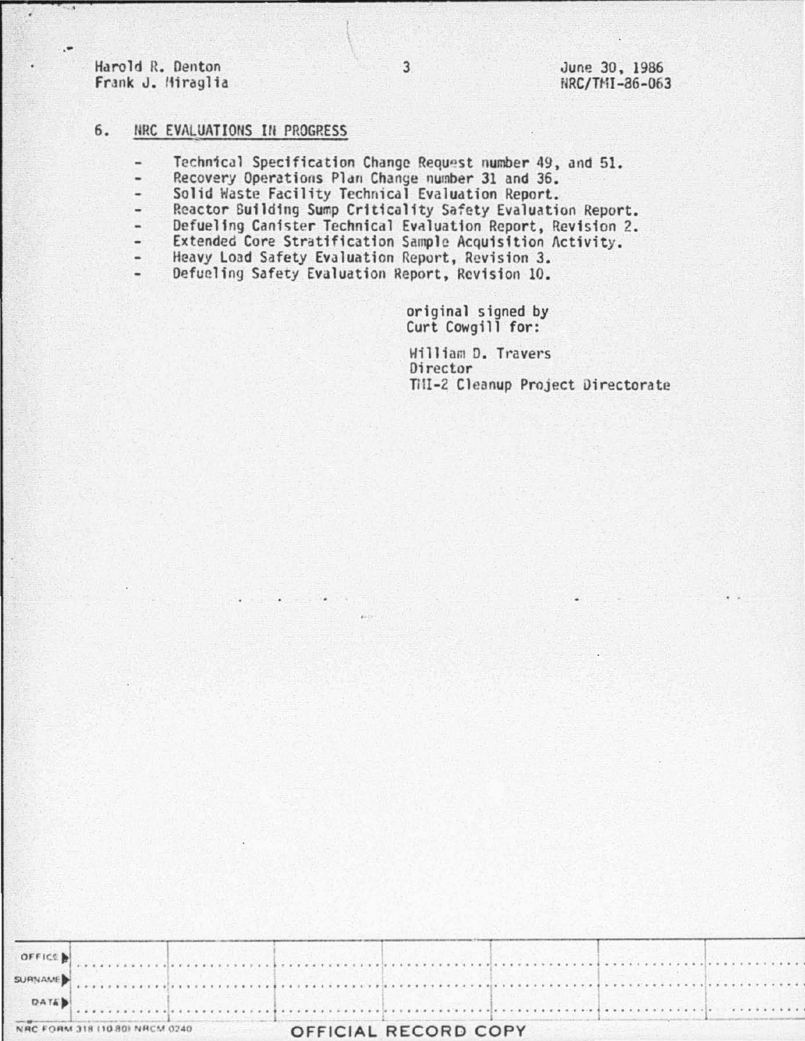## 6. NRC EVALUATIONS IN PROGRESS

- Technical Specification Change Request number 49, and 51.
- Recovery Operations Plan Change number 31 and 36.
- Solid Waste Facility Technical Evaluation Report.
- Reactor Building Sump Criticality Safety Evaluation Report.
- Defueling Canister Technical Evaluation Report, Revision 2.
- Extended Core Stratification Sample Acquisition Activity.
- Heavy Load Safety Evaluation Report, Revision 3.
- Defueling Safety Evaluation Report, Revision 10.

original signed by
Curt Cowgill for:

William D. Travers
Director
TMI-2 Cleanup Project Directorate

| OFFICE ▶ | | | | | | | |
|---|---|---|---|---|---|---|---|
| SURNAME ▶ | | | | | | | |
| DATE ▶ | | | | | | | |

NRC FORM 318 (10 80) NRCM 0240

OFFICIAL RECORD COPY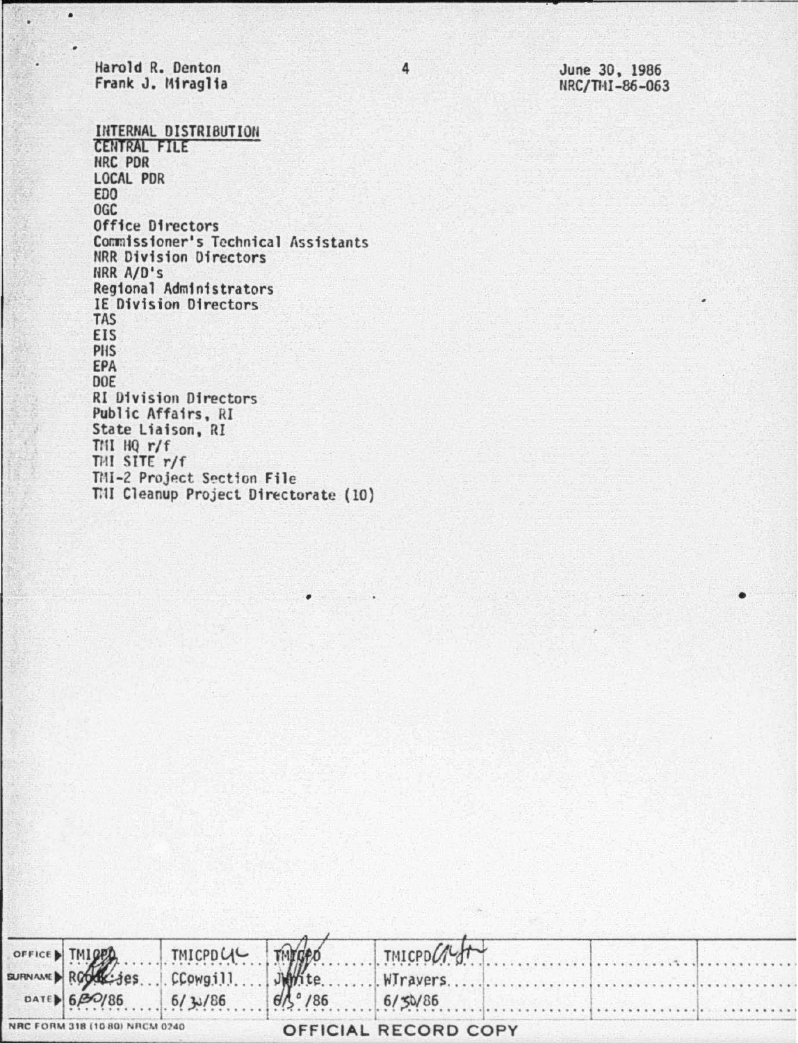Harold R. Denton
Frank J. Miraglia

June 30, 1986
NRC/TMI-86-063

INTERNAL DISTRIBUTION

CENTRAL FILE
NRC PDR
LOCAL PDR
EDO
OGC
Office Directors
Commissioner's Technical Assistants
NRR Division Directors
NRR A/D's
Regional Administrators
IE Division Directors
TAS
EIS
PHS
EPA
DOE
RI Division Directors
Public Affairs, RI
State Liaison, RI
TMI HQ r/f
TMI SITE r/f
TMI-2 Project Section File
TMI Cleanup Project Directorate (10)

| | | | | | | |
|---|---|---|---|---|---|---|
| OFFICE ▶ | TMICPD | TMICPD | TMICPD | TMICPD | | |
| SURNAME ▶ | RConte:jes | CCowgill | JWhite | WTravers | | |
| DATE ▶ | 6/30/86 | 6/30/86 | 6/30/86 | 6/30/86 | | |

NRC FORM 318 (10 80) NRCM 0240

OFFICIAL RECORD COPY